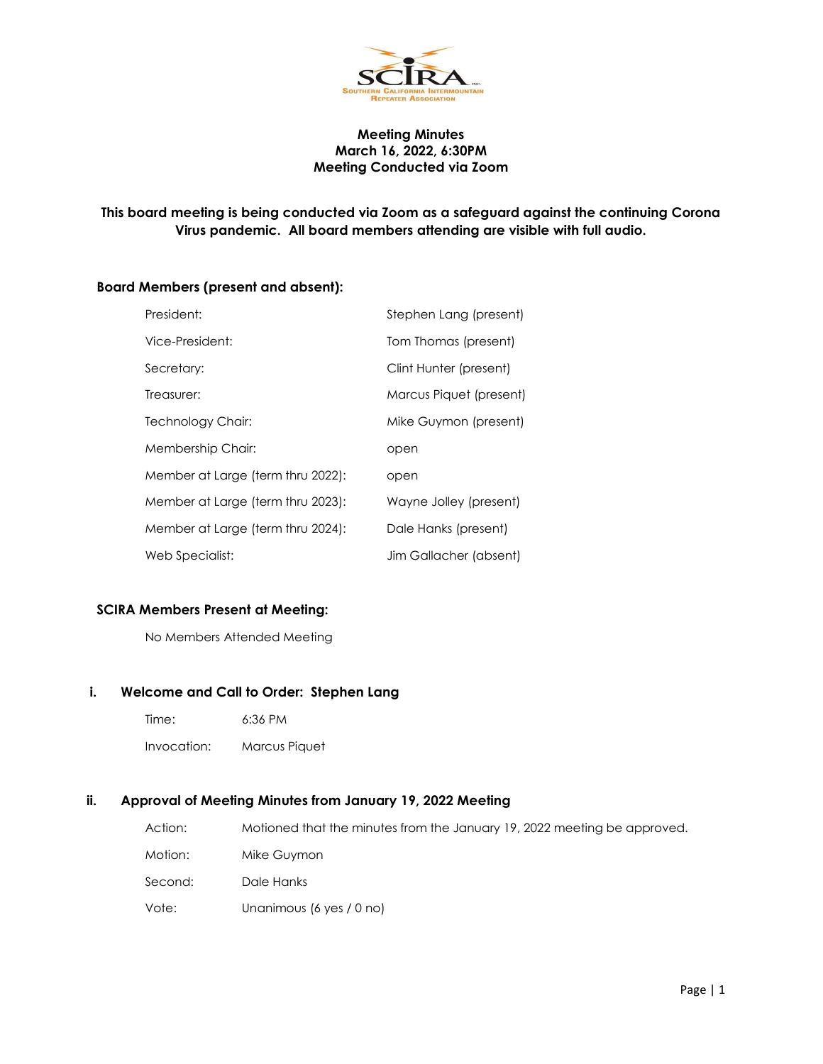# Meeting Minutes
## March 16, 2022, 6:30PM
## Meeting Conducted via Zoom

**This board meeting is being conducted via Zoom as a safeguard against the continuing Corona Virus pandemic. All board members attending are visible with full audio.**

### Board Members (present and absent):

| | |
|---|---|
| President: | Stephen Lang (present) |
| Vice-President: | Tom Thomas (present) |
| Secretary: | Clint Hunter (present) |
| Treasurer: | Marcus Piquet (present) |
| Technology Chair: | Mike Guymon (present) |
| Membership Chair: | open |
| Member at Large (term thru 2022): | open |
| Member at Large (term thru 2023): | Wayne Jolley (present) |
| Member at Large (term thru 2024): | Dale Hanks (present) |
| Web Specialist: | Jim Gallacher (absent) |

### SCIRA Members Present at Meeting:

No Members Attended Meeting

### i. Welcome and Call to Order: Stephen Lang

| | |
|---|---|
| Time: | 6:36 PM |
| Invocation: | Marcus Piquet |

### ii. Approval of Meeting Minutes from January 19, 2022 Meeting

| | |
|---|---|
| Action: | Motioned that the minutes from the January 19, 2022 meeting be approved. |
| Motion: | Mike Guymon |
| Second: | Dale Hanks |
| Vote: | Unanimous (6 yes / 0 no) |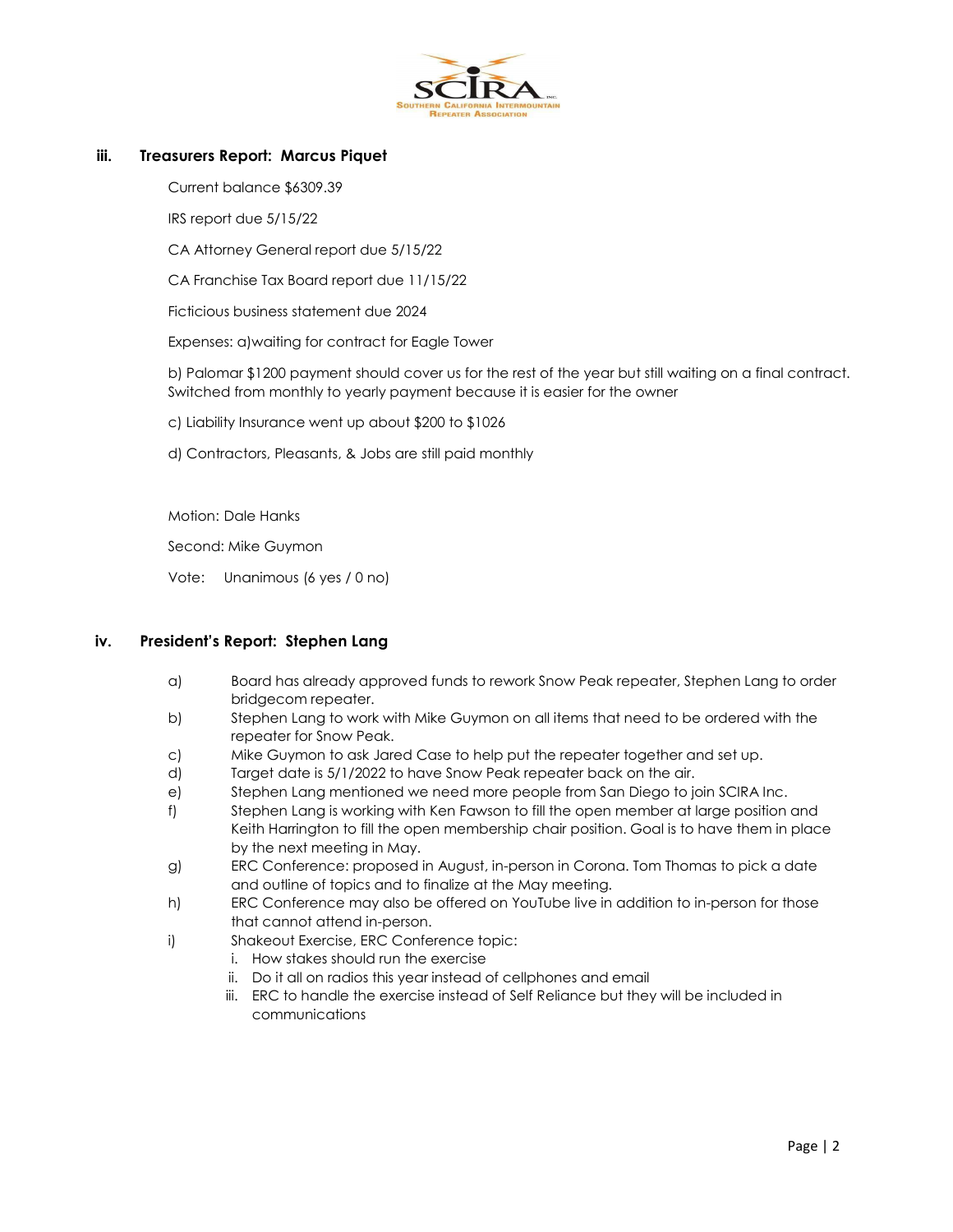### iii. Treasurers Report: Marcus Piquet

Current balance $6309.39

IRS report due 5/15/22

CA Attorney General report due 5/15/22

CA Franchise Tax Board report due 11/15/22

Ficticious business statement due 2024

Expenses: a)waiting for contract for Eagle Tower

b) Palomar $1200 payment should cover us for the rest of the year but still waiting on a final contract. Switched from monthly to yearly payment because it is easier for the owner

c) Liability Insurance went up about $200 to $1026

d) Contractors, Pleasants, & Jobs are still paid monthly

Motion: Dale Hanks

Second: Mike Guymon

Vote: Unanimous (6 yes / 0 no)

### iv. President's Report: Stephen Lang

a) Board has already approved funds to rework Snow Peak repeater, Stephen Lang to order bridgecom repeater.

b) Stephen Lang to work with Mike Guymon on all items that need to be ordered with the repeater for Snow Peak.

c) Mike Guymon to ask Jared Case to help put the repeater together and set up.

d) Target date is 5/1/2022 to have Snow Peak repeater back on the air.

e) Stephen Lang mentioned we need more people from San Diego to join SCIRA Inc.

f) Stephen Lang is working with Ken Fawson to fill the open member at large position and Keith Harrington to fill the open membership chair position. Goal is to have them in place by the next meeting in May.

g) ERC Conference: proposed in August, in-person in Corona. Tom Thomas to pick a date and outline of topics and to finalize at the May meeting.

h) ERC Conference may also be offered on YouTube live in addition to in-person for those that cannot attend in-person.

i) Shakeout Exercise, ERC Conference topic:
   i. How stakes should run the exercise
   ii. Do it all on radios this year instead of cellphones and email
   iii. ERC to handle the exercise instead of Self Reliance but they will be included in communications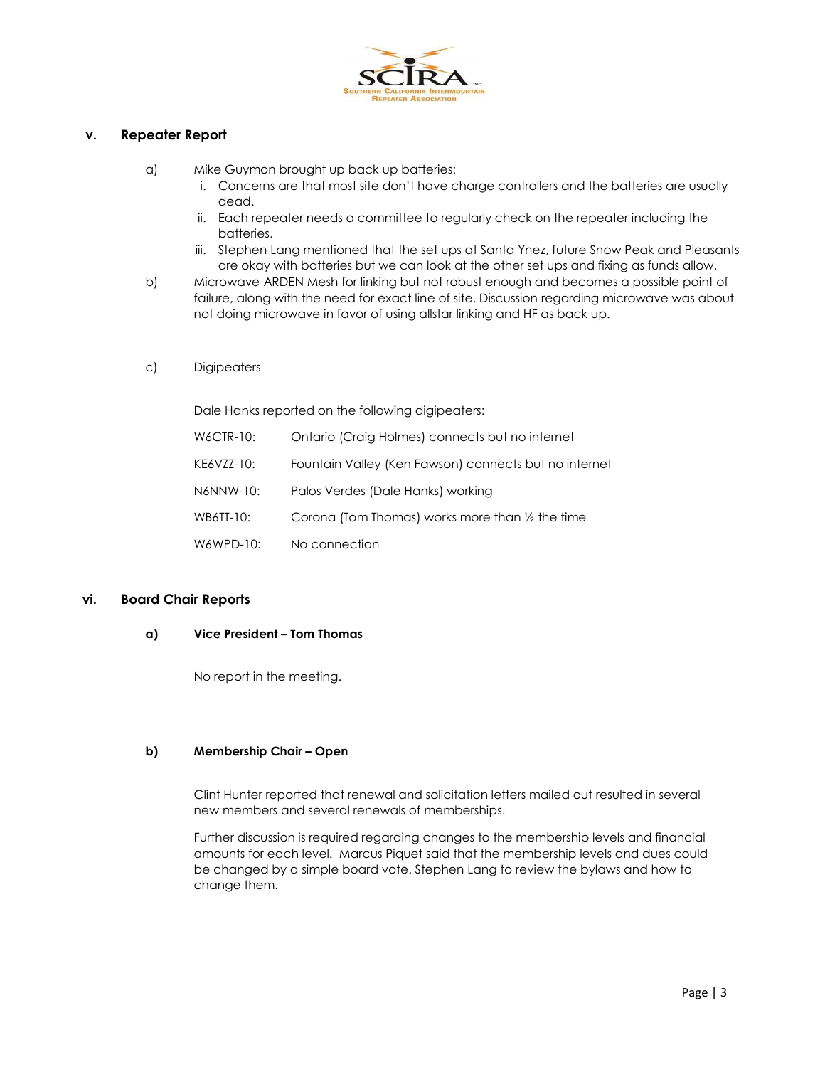## v. Repeater Report

a) Mike Guymon brought up back up batteries:
   i. Concerns are that most site don't have charge controllers and the batteries are usually dead.
   ii. Each repeater needs a committee to regularly check on the repeater including the batteries.
   iii. Stephen Lang mentioned that the set ups at Santa Ynez, future Snow Peak and Pleasants are okay with batteries but we can look at the other set ups and fixing as funds allow.

b) Microwave ARDEN Mesh for linking but not robust enough and becomes a possible point of failure, along with the need for exact line of site. Discussion regarding microwave was about not doing microwave in favor of using allstar linking and HF as back up.

c) Digipeaters

Dale Hanks reported on the following digipeaters:

| | |
|---|---|
| W6CTR-10: | Ontario (Craig Holmes) connects but no internet |
| KE6VZZ-10: | Fountain Valley (Ken Fawson) connects but no internet |
| N6NNW-10: | Palos Verdes (Dale Hanks) working |
| WB6TT-10: | Corona (Tom Thomas) works more than ½ the time |
| W6WPD-10: | No connection |

## vi. Board Chair Reports

### a) Vice President – Tom Thomas

No report in the meeting.

### b) Membership Chair – Open

Clint Hunter reported that renewal and solicitation letters mailed out resulted in several new members and several renewals of memberships.

Further discussion is required regarding changes to the membership levels and financial amounts for each level. Marcus Piquet said that the membership levels and dues could be changed by a simple board vote. Stephen Lang to review the bylaws and how to change them.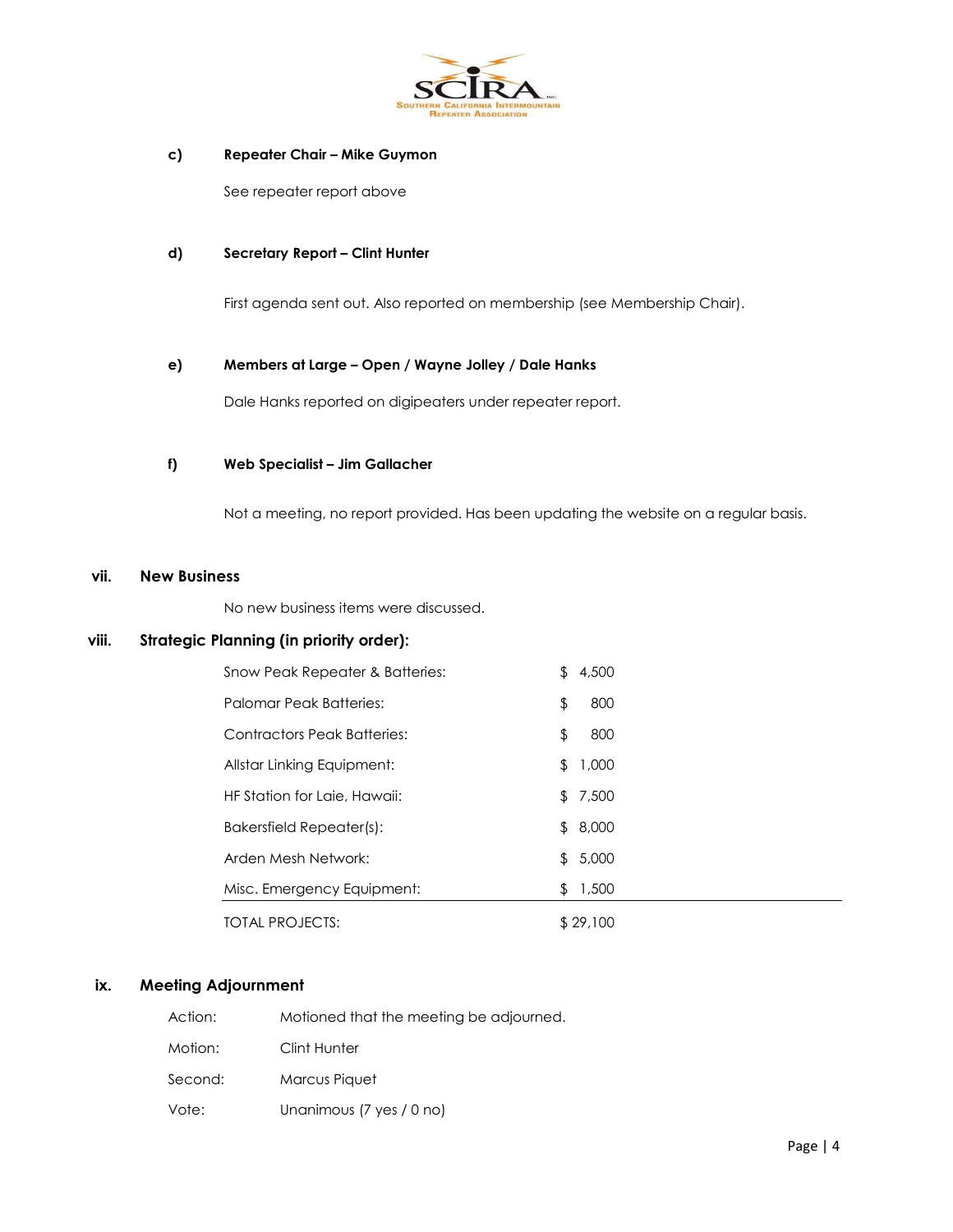**c) Repeater Chair – Mike Guymon**

See repeater report above

**d) Secretary Report – Clint Hunter**

First agenda sent out. Also reported on membership (see Membership Chair).

**e) Members at Large – Open / Wayne Jolley / Dale Hanks**

Dale Hanks reported on digipeaters under repeater report.

**f) Web Specialist – Jim Gallacher**

Not a meeting, no report provided. Has been updating the website on a regular basis.

## vii. New Business

No new business items were discussed.

## viii. Strategic Planning (in priority order):

| Project | Amount |
|---|---|
| Snow Peak Repeater & Batteries: | $ 4,500 |
| Palomar Peak Batteries: | $ 800 |
| Contractors Peak Batteries: | $ 800 |
| Allstar Linking Equipment: | $ 1,000 |
| HF Station for Laie, Hawaii: | $ 7,500 |
| Bakersfield Repeater(s): | $ 8,000 |
| Arden Mesh Network: | $ 5,000 |
| Misc. Emergency Equipment: | $ 1,500 |
| TOTAL PROJECTS: | $ 29,100 |

## ix. Meeting Adjournment

Action: Motioned that the meeting be adjourned.

Motion: Clint Hunter

Second: Marcus Piquet

Vote: Unanimous (7 yes / 0 no)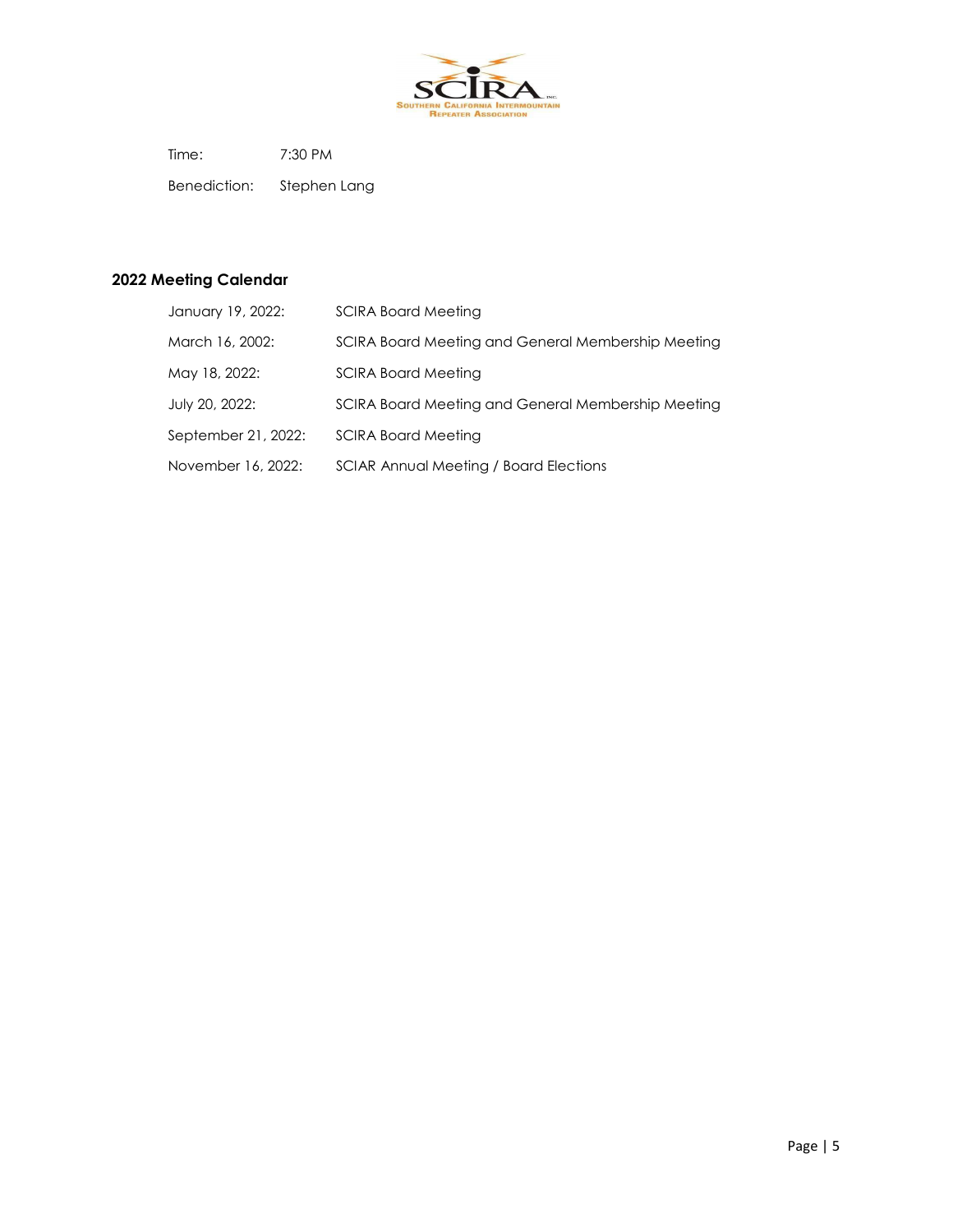Time: 7:30 PM

Benediction: Stephen Lang

### 2022 Meeting Calendar

| | |
|---|---|
| January 19, 2022: | SCIRA Board Meeting |
| March 16, 2002: | SCIRA Board Meeting and General Membership Meeting |
| May 18, 2022: | SCIRA Board Meeting |
| July 20, 2022: | SCIRA Board Meeting and General Membership Meeting |
| September 21, 2022: | SCIRA Board Meeting |
| November 16, 2022: | SCIAR Annual Meeting / Board Elections |